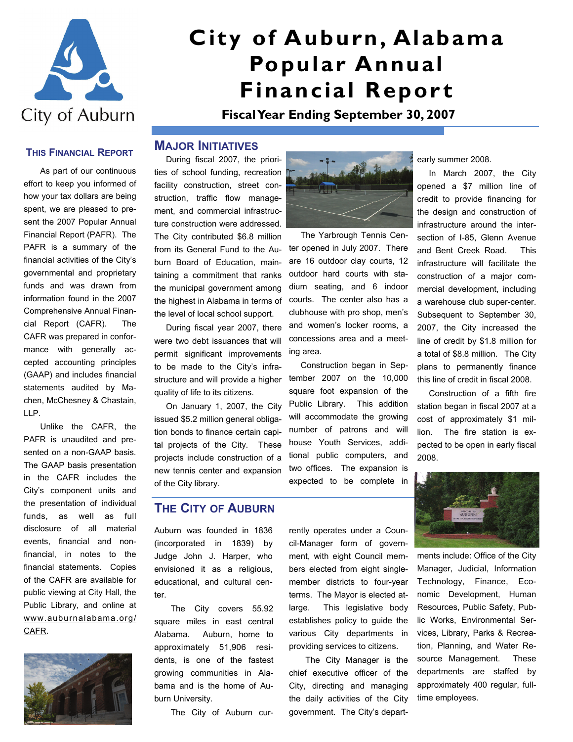# City of Auburn, Alabama Popular Annual Financial Report

**Fiscal Year Ending September 30, 2007**

## This Financial Report

As part of our continuous effort to keep you informed of how your tax dollars are being spent, we are pleased to present the 2007 Popular Annual Financial Report (PAFR). The PAFR is a summary of the financial activities of the City's governmental and proprietary funds and was drawn from information found in the 2007 Comprehensive Annual Financial Report (CAFR). The CAFR was prepared in conformance with generally accepted accounting principles (GAAP) and includes financial statements audited by Machen, McChesney & Chastain, LLP.

Unlike the CAFR, the PAFR is unaudited and presented on a non-GAAP basis. The GAAP basis presentation in the CAFR includes the City's component units and the presentation of individual funds, as well as full disclosure of all material events, financial and non-financial, in notes to the financial statements. Copies of the CAFR are available for public viewing at City Hall, the Public Library, and online at www.auburnalabama.org/CAFR.

## Major Initiatives

During fiscal 2007, the priorities of school funding, recreation facility construction, street construction, traffic flow management, and commercial infrastructure construction were addressed. The City contributed $6.8 million from its General Fund to the Auburn Board of Education, maintaining a commitment that ranks the municipal government among the highest in Alabama in terms of the level of local school support.

During fiscal year 2007, there were two debt issuances that will permit significant improvements to be made to the City's infrastructure and will provide a higher quality of life to its citizens.

On January 1, 2007, the City issued $5.2 million general obligation bonds to finance certain capital projects of the City. These projects include construction of a new tennis center and expansion of the City library.

The Yarbrough Tennis Center opened in July 2007. There are 16 outdoor clay courts, 12 outdoor hard courts with stadium seating, and 6 indoor courts. The center also has a clubhouse with pro shop, men's and women's locker rooms, a concessions area and a meeting area.

Construction began in September 2007 on the 10,000 square foot expansion of the Public Library. This addition will accommodate the growing number of patrons and will house Youth Services, additional public computers, and two offices. The expansion is expected to be complete in early summer 2008.

In March 2007, the City opened a $7 million line of credit to provide financing for the design and construction of infrastructure around the intersection of I-85, Glenn Avenue and Bent Creek Road. This infrastructure will facilitate the construction of a major commercial development, including a warehouse club super-center. Subsequent to September 30, 2007, the City increased the line of credit by $1.8 million for a total of $8.8 million. The City plans to permanently finance this line of credit in fiscal 2008.

Construction of a fifth fire station began in fiscal 2007 at a cost of approximately $1 million. The fire station is expected to be open in early fiscal 2008.

## The City of Auburn

Auburn was founded in 1836 (incorporated in 1839) by Judge John J. Harper, who envisioned it as a religious, educational, and cultural center.

The City covers 55.92 square miles in east central Alabama. Auburn, home to approximately 51,906 residents, is one of the fastest growing communities in Alabama and is the home of Auburn University.

The City of Auburn currently operates under a Council-Manager form of government, with eight Council members elected from eight single-member districts to four-year terms. The Mayor is elected at-large. This legislative body establishes policy to guide the various City departments in providing services to citizens.

The City Manager is the chief executive officer of the City, directing and managing the daily activities of the City government. The City's departments include: Office of the City Manager, Judicial, Information Technology, Finance, Economic Development, Human Resources, Public Safety, Public Works, Environmental Services, Library, Parks & Recreation, Planning, and Water Resource Management. These departments are staffed by approximately 400 regular, full-time employees.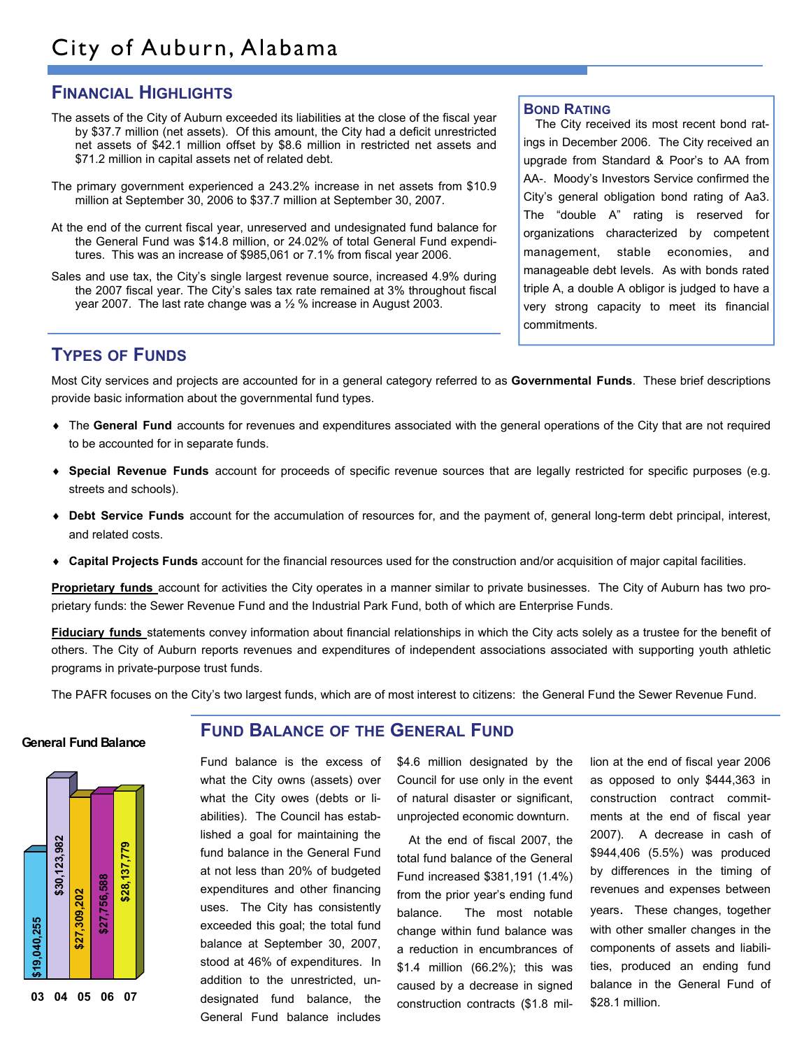# City of Auburn, Alabama

## Financial Highlights

The assets of the City of Auburn exceeded its liabilities at the close of the fiscal year by $37.7 million (net assets). Of this amount, the City had a deficit unrestricted net assets of $42.1 million offset by $8.6 million in restricted net assets and $71.2 million in capital assets net of related debt.

The primary government experienced a 243.2% increase in net assets from $10.9 million at September 30, 2006 to $37.7 million at September 30, 2007.

At the end of the current fiscal year, unreserved and undesignated fund balance for the General Fund was $14.8 million, or 24.02% of total General Fund expenditures. This was an increase of $985,061 or 7.1% from fiscal year 2006.

Sales and use tax, the City's single largest revenue source, increased 4.9% during the 2007 fiscal year. The City's sales tax rate remained at 3% throughout fiscal year 2007. The last rate change was a ½ % increase in August 2003.

### Bond Rating

The City received its most recent bond ratings in December 2006. The City received an upgrade from Standard & Poor's to AA from AA-. Moody's Investors Service confirmed the City's general obligation bond rating of Aa3. The "double A" rating is reserved for organizations characterized by competent management, stable economies, and manageable debt levels. As with bonds rated triple A, a double A obligor is judged to have a very strong capacity to meet its financial commitments.

## Types of Funds

Most City services and projects are accounted for in a general category referred to as **Governmental Funds**. These brief descriptions provide basic information about the governmental fund types.

- The **General Fund** accounts for revenues and expenditures associated with the general operations of the City that are not required to be accounted for in separate funds.
- **Special Revenue Funds** account for proceeds of specific revenue sources that are legally restricted for specific purposes (e.g. streets and schools).
- **Debt Service Funds** account for the accumulation of resources for, and the payment of, general long-term debt principal, interest, and related costs.
- **Capital Projects Funds** account for the financial resources used for the construction and/or acquisition of major capital facilities.

**Proprietary funds** account for activities the City operates in a manner similar to private businesses. The City of Auburn has two proprietary funds: the Sewer Revenue Fund and the Industrial Park Fund, both of which are Enterprise Funds.

**Fiduciary funds** statements convey information about financial relationships in which the City acts solely as a trustee for the benefit of others. The City of Auburn reports revenues and expenditures of independent associations associated with supporting youth athletic programs in private-purpose trust funds.

The PAFR focuses on the City's two largest funds, which are of most interest to citizens: the General Fund the Sewer Revenue Fund.

**General Fund Balance**

| Year | Fund Balance |
|---|---|
| 03 | $19,040,255 |
| 04 | $30,123,982 |
| 05 | $27,309,202 |
| 06 | $27,756,588 |
| 07 | $28,137,779 |

## Fund Balance of the General Fund

Fund balance is the excess of what the City owns (assets) over what the City owes (debts or liabilities). The Council has established a goal for maintaining the fund balance in the General Fund at not less than 20% of budgeted expenditures and other financing uses. The City has consistently exceeded this goal; the total fund balance at September 30, 2007, stood at 46% of expenditures. In addition to the unrestricted, undesignated fund balance, the General Fund balance includes $4.6 million designated by the Council for use only in the event of natural disaster or significant, unprojected economic downturn.

At the end of fiscal 2007, the total fund balance of the General Fund increased $381,191 (1.4%) from the prior year's ending fund balance. The most notable change within fund balance was a reduction in encumbrances of $1.4 million (66.2%); this was caused by a decrease in signed construction contracts ($1.8 million at the end of fiscal year 2006 as opposed to only $444,363 in construction contract commitments at the end of fiscal year 2007). A decrease in cash of $944,406 (5.5%) was produced by differences in the timing of revenues and expenses between years. These changes, together with other smaller changes in the components of assets and liabilities, produced an ending fund balance in the General Fund of $28.1 million.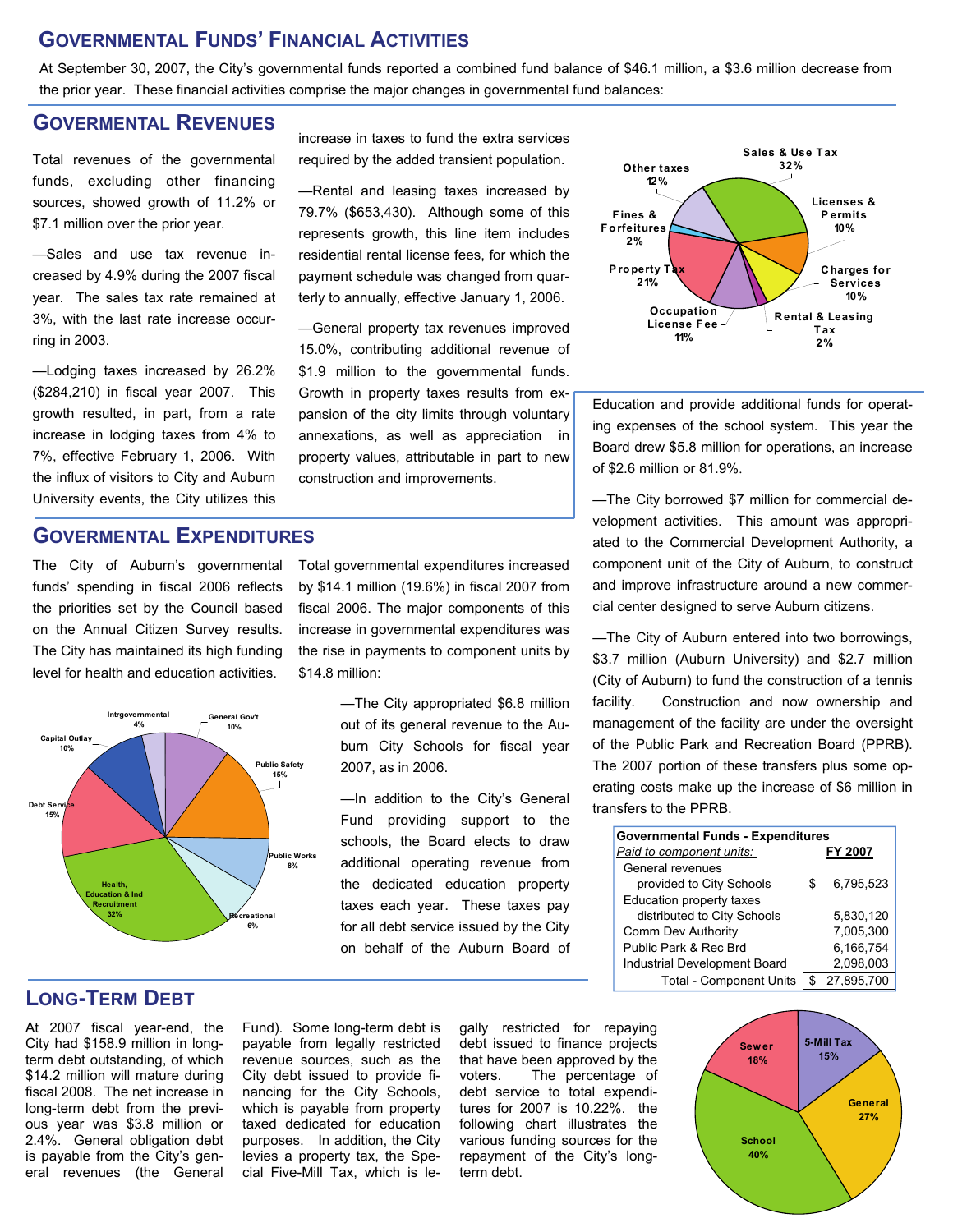## Governmental Funds' Financial Activities

At September 30, 2007, the City's governmental funds reported a combined fund balance of $46.1 million, a $3.6 million decrease from the prior year. These financial activities comprise the major changes in governmental fund balances:

### Govermental Revenues

Total revenues of the governmental funds, excluding other financing sources, showed growth of 11.2% or $7.1 million over the prior year.

—Sales and use tax revenue increased by 4.9% during the 2007 fiscal year. The sales tax rate remained at 3%, with the last rate increase occurring in 2003.

—Lodging taxes increased by 26.2% ($284,210) in fiscal year 2007. This growth resulted, in part, from a rate increase in lodging taxes from 4% to 7%, effective February 1, 2006. With the influx of visitors to City and Auburn University events, the City utilizes this increase in taxes to fund the extra services required by the added transient population.

—Rental and leasing taxes increased by 79.7% ($653,430). Although some of this represents growth, this line item includes residential rental license fees, for which the payment schedule was changed from quarterly to annually, effective January 1, 2006.

—General property tax revenues improved 15.0%, contributing additional revenue of $1.9 million to the governmental funds. Growth in property taxes results from expansion of the city limits through voluntary annexations, as well as appreciation in property values, attributable in part to new construction and improvements.

Sales & Use Tax 32%; Other taxes 12%; Licenses & Permits 10%; Fines & Forfeitures 2%; Property Tax 21%; Charges for Services 10%; Occupation License Fee 11%; Rental & Leasing Tax 2%

### Govermental Expenditures

The City of Auburn's governmental funds' spending in fiscal 2006 reflects the priorities set by the Council based on the Annual Citizen Survey results. The City has maintained its high funding level for health and education activities.

Total governmental expenditures increased by $14.1 million (19.6%) in fiscal 2007 from fiscal 2006. The major components of this increase in governmental expenditures was the rise in payments to component units by $14.8 million:

Intrgovernmental 4%; General Gov't 10%; Capital Outlay 10%; Public Safety 15%; Debt Service 15%; Public Works 8%; Health, Education & Ind Recruitment 32%; Recreational 6%

—The City appropriated $6.8 million out of its general revenue to the Auburn City Schools for fiscal year 2007, as in 2006.

—In addition to the City's General Fund providing support to the schools, the Board elects to draw additional operating revenue from the dedicated education property taxes each year. These taxes pay for all debt service issued by the City on behalf of the Auburn Board of Education and provide additional funds for operating expenses of the school system. This year the Board drew $5.8 million for operations, an increase of $2.6 million or 81.9%.

—The City borrowed $7 million for commercial development activities. This amount was appropriated to the Commercial Development Authority, a component unit of the City of Auburn, to construct and improve infrastructure around a new commercial center designed to serve Auburn citizens.

—The City of Auburn entered into two borrowings, $3.7 million (Auburn University) and $2.7 million (City of Auburn) to fund the construction of a tennis facility. Construction and now ownership and management of the facility are under the oversight of the Public Park and Recreation Board (PPRB). The 2007 portion of these transfers plus some operating costs make up the increase of $6 million in transfers to the PPRB.

| Governmental Funds - Expenditures | | |
|---|---|---|
| *Paid to component units:* | | **FY 2007** |
| General revenues provided to City Schools | $ | 6,795,523 |
| Education property taxes distributed to City Schools | | 5,830,120 |
| Comm Dev Authority | | 7,005,300 |
| Public Park & Rec Brd | | 6,166,754 |
| Industrial Development Board | | 2,098,003 |
| Total - Component Units | $ | 27,895,700 |

### Long-Term Debt

At 2007 fiscal year-end, the City had $158.9 million in long-term debt outstanding, of which $14.2 million will mature during fiscal 2008. The net increase in long-term debt from the previous year was $3.8 million or 2.4%. General obligation debt is payable from the City's general revenues (the General Fund). Some long-term debt is payable from legally restricted revenue sources, such as the City debt issued to provide financing for the City Schools, which is payable from property taxed dedicated for education purposes. In addition, the City levies a property tax, the Special Five-Mill Tax, which is legally restricted for repaying debt issued to finance projects that have been approved by the voters. The percentage of debt service to total expenditures for 2007 is 10.22%. the following chart illustrates the various funding sources for the repayment of the City's long-term debt.

Sewer 18%; 5-Mill Tax 15%; General 27%; School 40%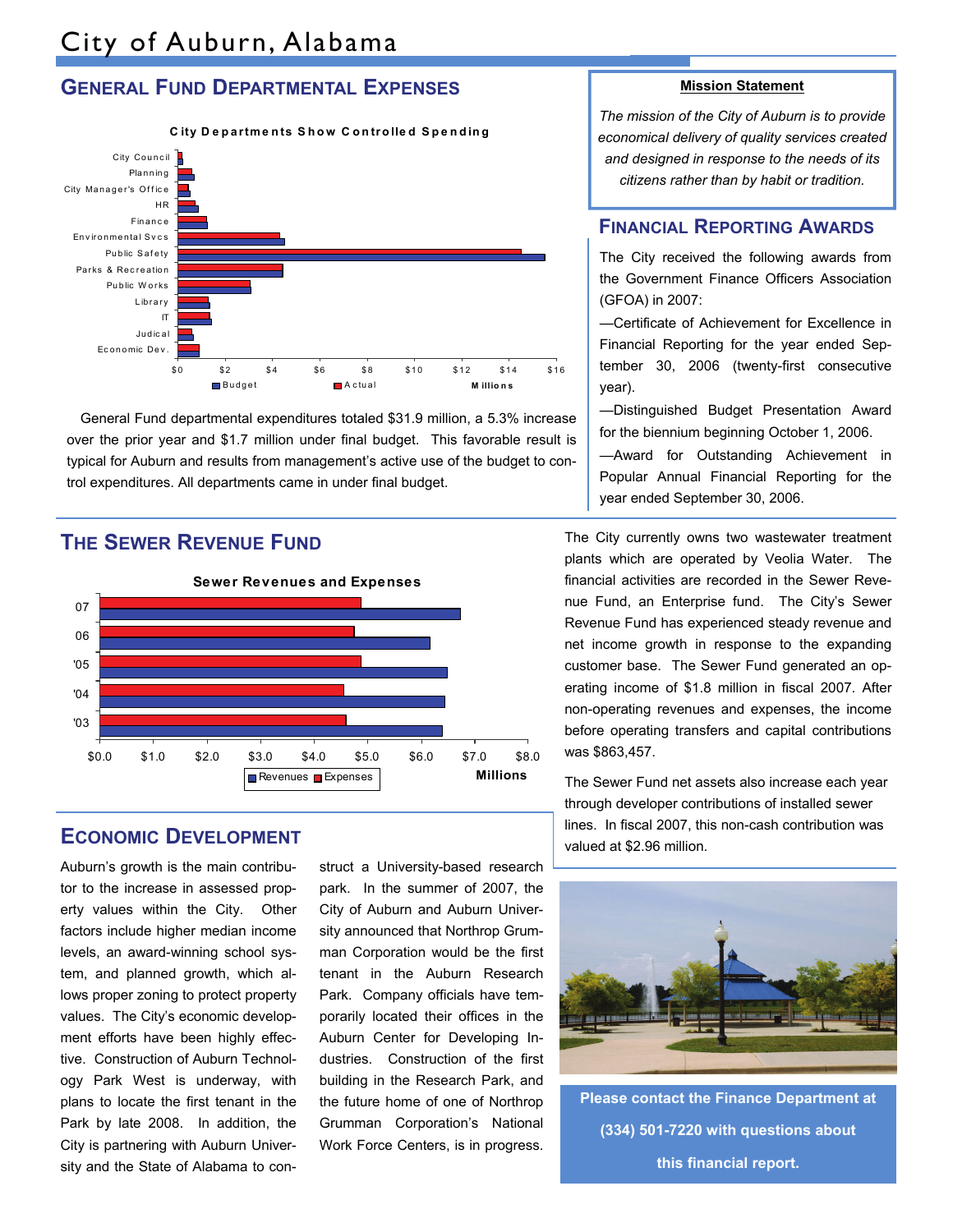# City of Auburn, Alabama

## General Fund Departmental Expenses

City Departments Show Controlled Spending

City Council
Planning
City Manager's Office
HR
Finance
Environmental Svcs
Public Safety
Parks & Recreation
Public Works
Library
IT
Judical
Economic Dev.

$0 $2 $4 $6 $8 $10 $12 $14 $16

Budget Actual Millions

General Fund departmental expenditures totaled $31.9 million, a 5.3% increase over the prior year and $1.7 million under final budget. This favorable result is typical for Auburn and results from management's active use of the budget to control expenditures. All departments came in under final budget.

**Mission Statement**

*The mission of the City of Auburn is to provide economical delivery of quality services created and designed in response to the needs of its citizens rather than by habit or tradition.*

## Financial Reporting Awards

The City received the following awards from the Government Finance Officers Association (GFOA) in 2007:

—Certificate of Achievement for Excellence in Financial Reporting for the year ended September 30, 2006 (twenty-first consecutive year).

—Distinguished Budget Presentation Award for the biennium beginning October 1, 2006.

—Award for Outstanding Achievement in Popular Annual Financial Reporting for the year ended September 30, 2006.

## The Sewer Revenue Fund

Sewer Revenues and Expenses

07
06
'05
'04
'03

$0.0 $1.0 $2.0 $3.0 $4.0 $5.0 $6.0 $7.0 $8.0

Revenues Expenses Millions

The City currently owns two wastewater treatment plants which are operated by Veolia Water. The financial activities are recorded in the Sewer Revenue Fund, an Enterprise fund. The City's Sewer Revenue Fund has experienced steady revenue and net income growth in response to the expanding customer base. The Sewer Fund generated an operating income of $1.8 million in fiscal 2007. After non-operating revenues and expenses, the income before operating transfers and capital contributions was $863,457.

The Sewer Fund net assets also increase each year through developer contributions of installed sewer lines. In fiscal 2007, this non-cash contribution was valued at $2.96 million.

## Economic Development

Auburn's growth is the main contributor to the increase in assessed property values within the City. Other factors include higher median income levels, an award-winning school system, and planned growth, which allows proper zoning to protect property values. The City's economic development efforts have been highly effective. Construction of Auburn Technology Park West is underway, with plans to locate the first tenant in the Park by late 2008. In addition, the City is partnering with Auburn University and the State of Alabama to construct a University-based research park. In the summer of 2007, the City of Auburn and Auburn University announced that Northrop Grumman Corporation would be the first tenant in the Auburn Research Park. Company officials have temporarily located their offices in the Auburn Center for Developing Industries. Construction of the first building in the Research Park, and the future home of one of Northrop Grumman Corporation's National Work Force Centers, is in progress.

**Please contact the Finance Department at (334) 501-7220 with questions about this financial report.**